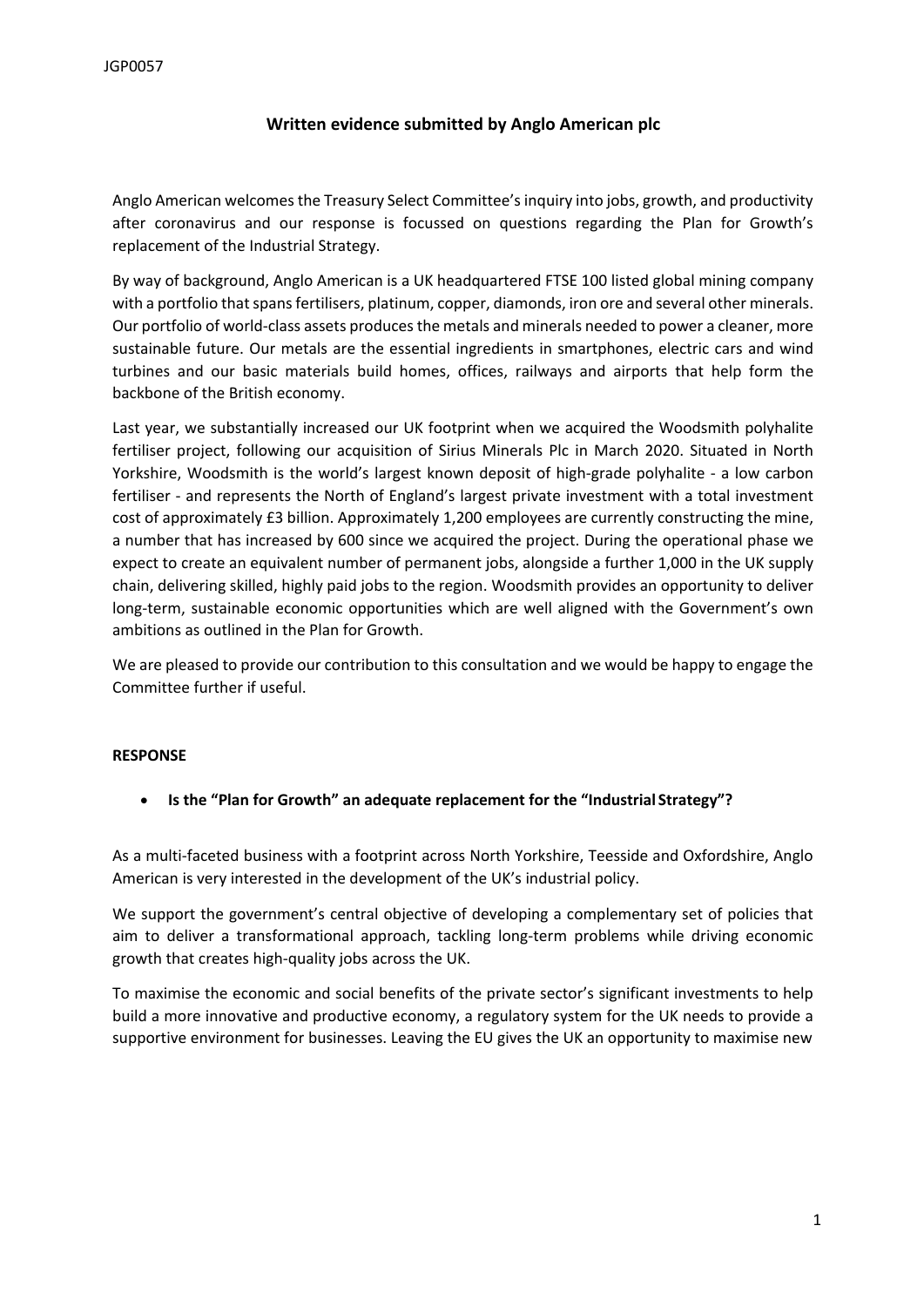JGP0057

## Written evidence submitted by Anglo American plc

Anglo American welcomes the Treasury Select Committee's inquiry into jobs, growth, and productivity after coronavirus and our response is focussed on questions regarding the Plan for Growth's replacement of the Industrial Strategy.

By way of background, Anglo American is a UK headquartered FTSE 100 listed global mining company with a portfolio that spans fertilisers, platinum, copper, diamonds, iron ore and several other minerals. Our portfolio of world-class assets produces the metals and minerals needed to power a cleaner, more sustainable future. Our metals are the essential ingredients in smartphones, electric cars and wind turbines and our basic materials build homes, offices, railways and airports that help form the backbone of the British economy.

Last year, we substantially increased our UK footprint when we acquired the Woodsmith polyhalite fertiliser project, following our acquisition of Sirius Minerals Plc in March 2020. Situated in North Yorkshire, Woodsmith is the world's largest known deposit of high-grade polyhalite - a low carbon fertiliser - and represents the North of England's largest private investment with a total investment cost of approximately £3 billion. Approximately 1,200 employees are currently constructing the mine, a number that has increased by 600 since we acquired the project. During the operational phase we expect to create an equivalent number of permanent jobs, alongside a further 1,000 in the UK supply chain, delivering skilled, highly paid jobs to the region. Woodsmith provides an opportunity to deliver long-term, sustainable economic opportunities which are well aligned with the Government's own ambitions as outlined in the Plan for Growth.

We are pleased to provide our contribution to this consultation and we would be happy to engage the Committee further if useful.

### RESPONSE

- **Is the "Plan for Growth" an adequate replacement for the "Industrial Strategy"?**

As a multi-faceted business with a footprint across North Yorkshire, Teesside and Oxfordshire, Anglo American is very interested in the development of the UK's industrial policy.

We support the government's central objective of developing a complementary set of policies that aim to deliver a transformational approach, tackling long-term problems while driving economic growth that creates high-quality jobs across the UK.

To maximise the economic and social benefits of the private sector's significant investments to help build a more innovative and productive economy, a regulatory system for the UK needs to provide a supportive environment for businesses. Leaving the EU gives the UK an opportunity to maximise new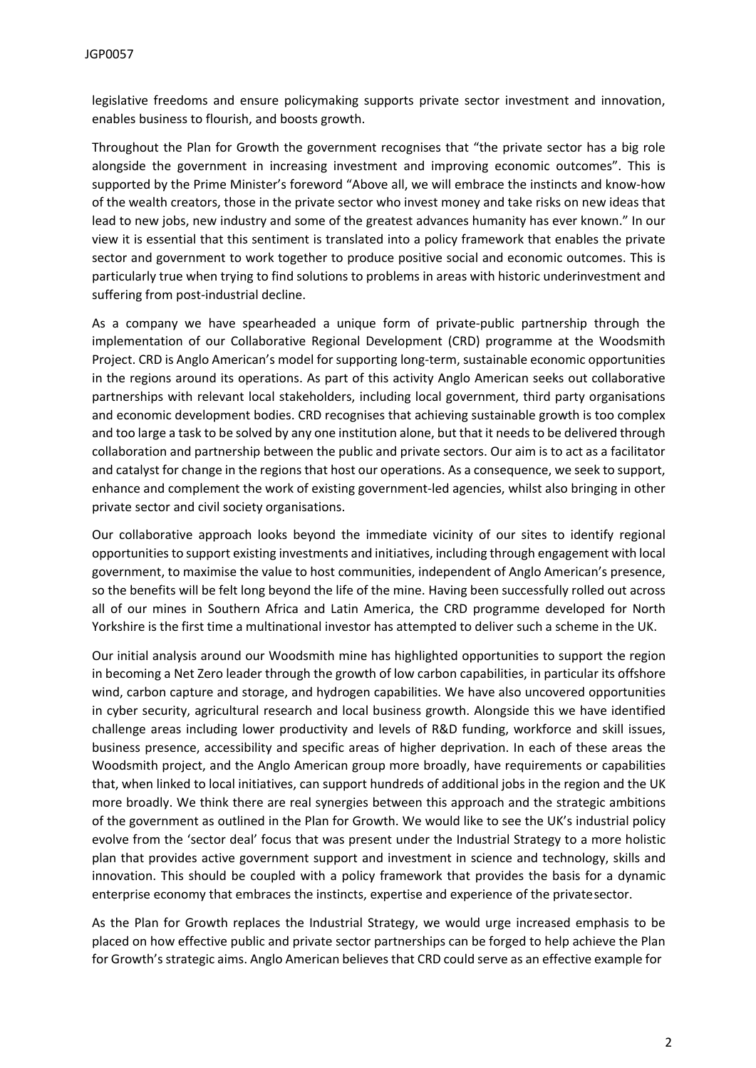legislative freedoms and ensure policymaking supports private sector investment and innovation, enables business to flourish, and boosts growth.

Throughout the Plan for Growth the government recognises that "the private sector has a big role alongside the government in increasing investment and improving economic outcomes". This is supported by the Prime Minister's foreword "Above all, we will embrace the instincts and know-how of the wealth creators, those in the private sector who invest money and take risks on new ideas that lead to new jobs, new industry and some of the greatest advances humanity has ever known." In our view it is essential that this sentiment is translated into a policy framework that enables the private sector and government to work together to produce positive social and economic outcomes. This is particularly true when trying to find solutions to problems in areas with historic underinvestment and suffering from post-industrial decline.

As a company we have spearheaded a unique form of private-public partnership through the implementation of our Collaborative Regional Development (CRD) programme at the Woodsmith Project. CRD is Anglo American's model for supporting long-term, sustainable economic opportunities in the regions around its operations. As part of this activity Anglo American seeks out collaborative partnerships with relevant local stakeholders, including local government, third party organisations and economic development bodies. CRD recognises that achieving sustainable growth is too complex and too large a task to be solved by any one institution alone, but that it needs to be delivered through collaboration and partnership between the public and private sectors. Our aim is to act as a facilitator and catalyst for change in the regions that host our operations. As a consequence, we seek to support, enhance and complement the work of existing government-led agencies, whilst also bringing in other private sector and civil society organisations.

Our collaborative approach looks beyond the immediate vicinity of our sites to identify regional opportunities to support existing investments and initiatives, including through engagement with local government, to maximise the value to host communities, independent of Anglo American's presence, so the benefits will be felt long beyond the life of the mine. Having been successfully rolled out across all of our mines in Southern Africa and Latin America, the CRD programme developed for North Yorkshire is the first time a multinational investor has attempted to deliver such a scheme in the UK.

Our initial analysis around our Woodsmith mine has highlighted opportunities to support the region in becoming a Net Zero leader through the growth of low carbon capabilities, in particular its offshore wind, carbon capture and storage, and hydrogen capabilities. We have also uncovered opportunities in cyber security, agricultural research and local business growth. Alongside this we have identified challenge areas including lower productivity and levels of R&D funding, workforce and skill issues, business presence, accessibility and specific areas of higher deprivation. In each of these areas the Woodsmith project, and the Anglo American group more broadly, have requirements or capabilities that, when linked to local initiatives, can support hundreds of additional jobs in the region and the UK more broadly. We think there are real synergies between this approach and the strategic ambitions of the government as outlined in the Plan for Growth. We would like to see the UK's industrial policy evolve from the 'sector deal' focus that was present under the Industrial Strategy to a more holistic plan that provides active government support and investment in science and technology, skills and innovation. This should be coupled with a policy framework that provides the basis for a dynamic enterprise economy that embraces the instincts, expertise and experience of the private sector.

As the Plan for Growth replaces the Industrial Strategy, we would urge increased emphasis to be placed on how effective public and private sector partnerships can be forged to help achieve the Plan for Growth's strategic aims. Anglo American believes that CRD could serve as an effective example for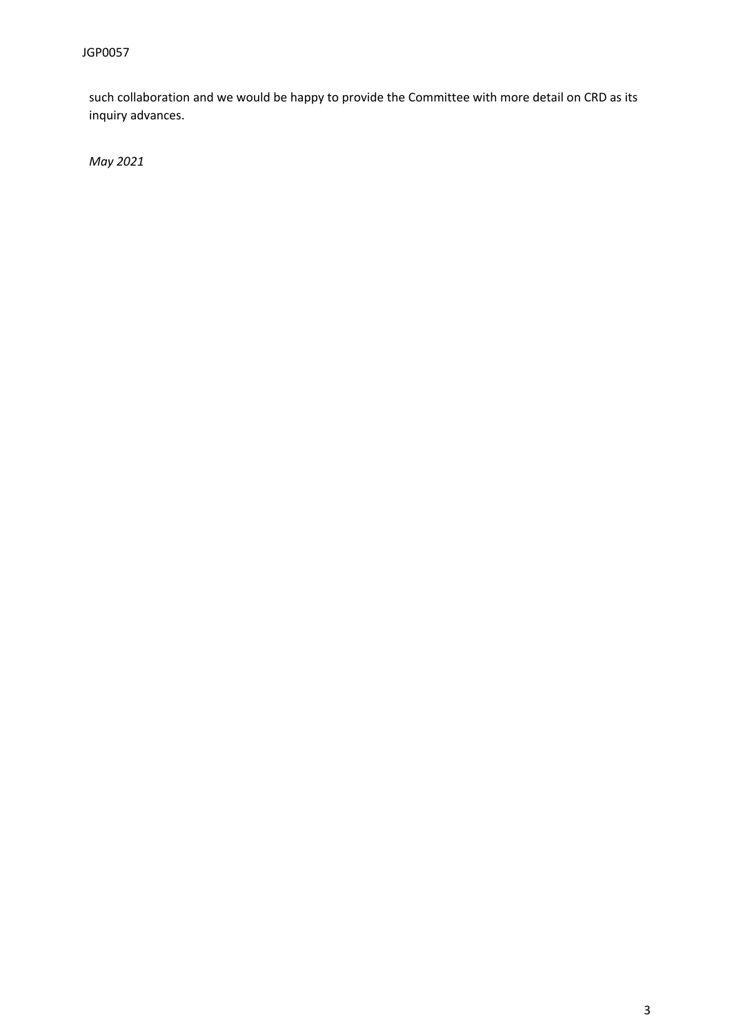such collaboration and we would be happy to provide the Committee with more detail on CRD as its inquiry advances.

*May 2021*